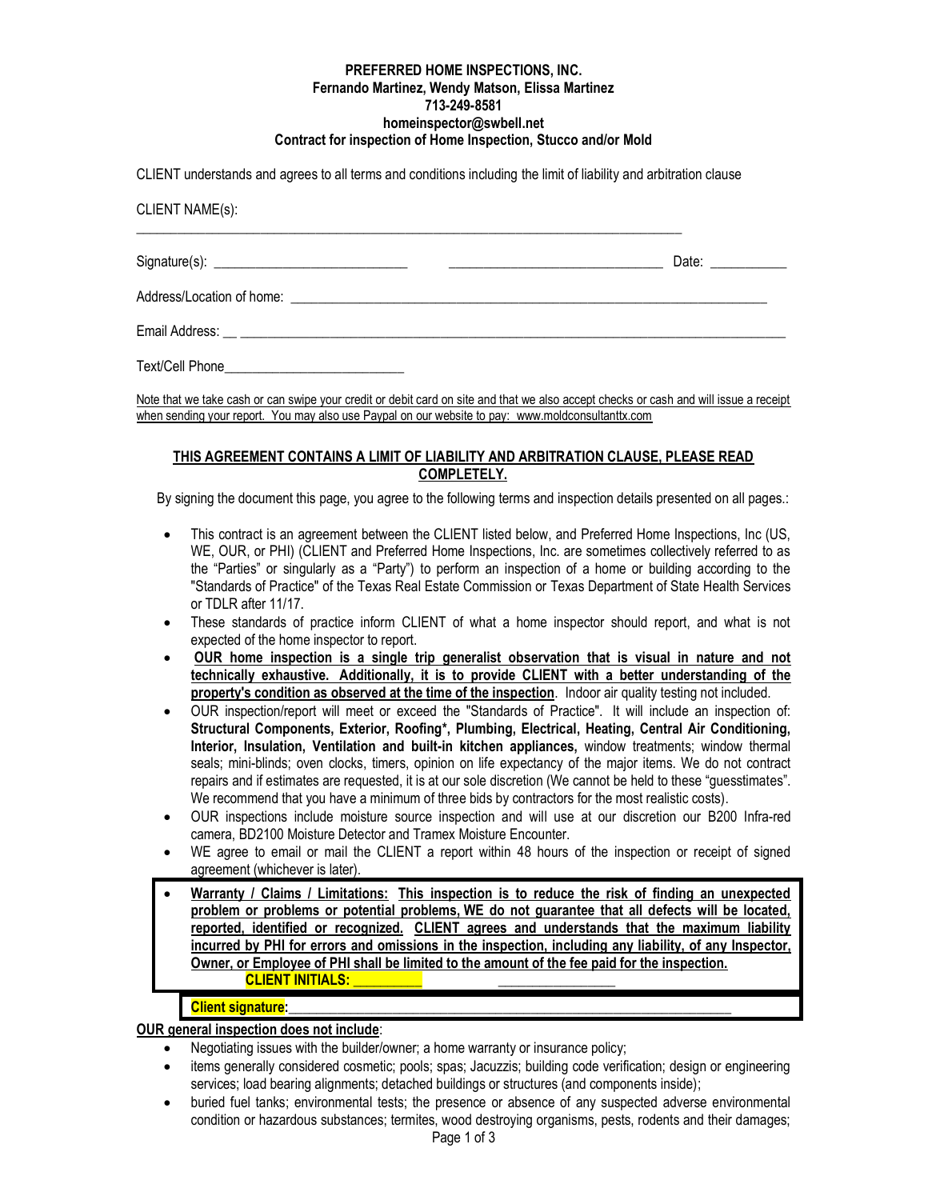**PREFERRED HOME INSPECTIONS, INC.**
**Fernando Martinez, Wendy Matson, Elissa Martinez**
**713-249-8581**
**homeinspector@swbell.net**
**Contract for inspection of Home Inspection, Stucco and/or Mold**

CLIENT understands and agrees to all terms and conditions including the limit of liability and arbitration clause

CLIENT NAME(s):

_______________________________________________________________________________

Signature(s): ____________________________ ______________________________ Date: ___________

Address/Location of home: _______________________________________________________________________

Email Address: __ ________________________________________________________________________________

Text/Cell Phone__________________________

Note that we take cash or can swipe your credit or debit card on site and that we also accept checks or cash and will issue a receipt when sending your report. You may also use Paypal on our website to pay: www.moldconsultanttx.com

**THIS AGREEMENT CONTAINS A LIMIT OF LIABILITY AND ARBITRATION CLAUSE, PLEASE READ COMPLETELY.**

By signing the document this page, you agree to the following terms and inspection details presented on all pages.:

- This contract is an agreement between the CLIENT listed below, and Preferred Home Inspections, Inc (US, WE, OUR, or PHI) (CLIENT and Preferred Home Inspections, Inc. are sometimes collectively referred to as the "Parties" or singularly as a "Party") to perform an inspection of a home or building according to the "Standards of Practice" of the Texas Real Estate Commission or Texas Department of State Health Services or TDLR after 11/17.
- These standards of practice inform CLIENT of what a home inspector should report, and what is not expected of the home inspector to report.
- **OUR home inspection is a single trip generalist observation that is visual in nature and not technically exhaustive. Additionally, it is to provide CLIENT with a better understanding of the property's condition as observed at the time of the inspection**. Indoor air quality testing not included.
- OUR inspection/report will meet or exceed the "Standards of Practice". It will include an inspection of: **Structural Components, Exterior, Roofing\*, Plumbing, Electrical, Heating, Central Air Conditioning, Interior, Insulation, Ventilation and built-in kitchen appliances,** window treatments; window thermal seals; mini-blinds; oven clocks, timers, opinion on life expectancy of the major items. We do not contract repairs and if estimates are requested, it is at our sole discretion (We cannot be held to these "guesstimates". We recommend that you have a minimum of three bids by contractors for the most realistic costs).
- OUR inspections include moisture source inspection and will use at our discretion our B200 Infra-red camera, BD2100 Moisture Detector and Tramex Moisture Encounter.
- WE agree to email or mail the CLIENT a report within 48 hours of the inspection or receipt of signed agreement (whichever is later).
- **Warranty / Claims / Limitations: This inspection is to reduce the risk of finding an unexpected problem or problems or potential problems, WE do not guarantee that all defects will be located, reported, identified or recognized. CLIENT agrees and understands that the maximum liability incurred by PHI for errors and omissions in the inspection, including any liability, of any Inspector, Owner, or Employee of PHI shall be limited to the amount of the fee paid for the inspection.**
  **CLIENT INITIALS: __________** __________________

**Client signature:**_______________________________________________________________

**OUR general inspection does not include**:

- Negotiating issues with the builder/owner; a home warranty or insurance policy;
- items generally considered cosmetic; pools; spas; Jacuzzis; building code verification; design or engineering services; load bearing alignments; detached buildings or structures (and components inside);
- buried fuel tanks; environmental tests; the presence or absence of any suspected adverse environmental condition or hazardous substances; termites, wood destroying organisms, pests, rodents and their damages;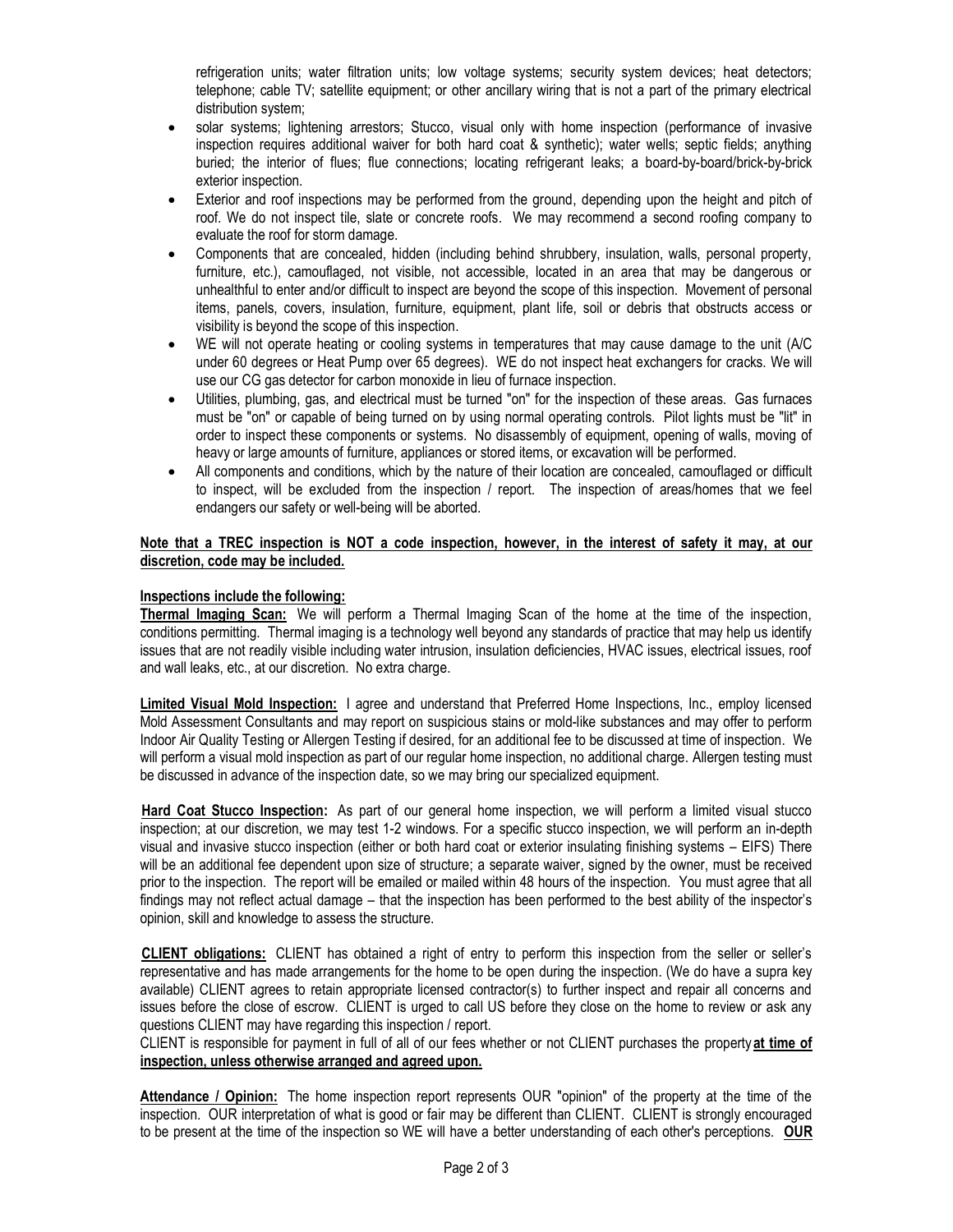refrigeration units; water filtration units; low voltage systems; security system devices; heat detectors; telephone; cable TV; satellite equipment; or other ancillary wiring that is not a part of the primary electrical distribution system;

- solar systems; lightening arrestors; Stucco, visual only with home inspection (performance of invasive inspection requires additional waiver for both hard coat & synthetic); water wells; septic fields; anything buried; the interior of flues; flue connections; locating refrigerant leaks; a board-by-board/brick-by-brick exterior inspection.
- Exterior and roof inspections may be performed from the ground, depending upon the height and pitch of roof. We do not inspect tile, slate or concrete roofs. We may recommend a second roofing company to evaluate the roof for storm damage.
- Components that are concealed, hidden (including behind shrubbery, insulation, walls, personal property, furniture, etc.), camouflaged, not visible, not accessible, located in an area that may be dangerous or unhealthful to enter and/or difficult to inspect are beyond the scope of this inspection. Movement of personal items, panels, covers, insulation, furniture, equipment, plant life, soil or debris that obstructs access or visibility is beyond the scope of this inspection.
- WE will not operate heating or cooling systems in temperatures that may cause damage to the unit (A/C under 60 degrees or Heat Pump over 65 degrees). WE do not inspect heat exchangers for cracks. We will use our CG gas detector for carbon monoxide in lieu of furnace inspection.
- Utilities, plumbing, gas, and electrical must be turned "on" for the inspection of these areas. Gas furnaces must be "on" or capable of being turned on by using normal operating controls. Pilot lights must be "lit" in order to inspect these components or systems. No disassembly of equipment, opening of walls, moving of heavy or large amounts of furniture, appliances or stored items, or excavation will be performed.
- All components and conditions, which by the nature of their location are concealed, camouflaged or difficult to inspect, will be excluded from the inspection / report. The inspection of areas/homes that we feel endangers our safety or well-being will be aborted.

**Note that a TREC inspection is NOT a code inspection, however, in the interest of safety it may, at our discretion, code may be included.**

**Inspections include the following:**

**Thermal Imaging Scan:** We will perform a Thermal Imaging Scan of the home at the time of the inspection, conditions permitting. Thermal imaging is a technology well beyond any standards of practice that may help us identify issues that are not readily visible including water intrusion, insulation deficiencies, HVAC issues, electrical issues, roof and wall leaks, etc., at our discretion. No extra charge.

**Limited Visual Mold Inspection:** I agree and understand that Preferred Home Inspections, Inc., employ licensed Mold Assessment Consultants and may report on suspicious stains or mold-like substances and may offer to perform Indoor Air Quality Testing or Allergen Testing if desired, for an additional fee to be discussed at time of inspection. We will perform a visual mold inspection as part of our regular home inspection, no additional charge. Allergen testing must be discussed in advance of the inspection date, so we may bring our specialized equipment.

**Hard Coat Stucco Inspection:** As part of our general home inspection, we will perform a limited visual stucco inspection; at our discretion, we may test 1-2 windows. For a specific stucco inspection, we will perform an in-depth visual and invasive stucco inspection (either or both hard coat or exterior insulating finishing systems – EIFS) There will be an additional fee dependent upon size of structure; a separate waiver, signed by the owner, must be received prior to the inspection. The report will be emailed or mailed within 48 hours of the inspection. You must agree that all findings may not reflect actual damage – that the inspection has been performed to the best ability of the inspector's opinion, skill and knowledge to assess the structure.

**CLIENT obligations:** CLIENT has obtained a right of entry to perform this inspection from the seller or seller's representative and has made arrangements for the home to be open during the inspection. (We do have a supra key available) CLIENT agrees to retain appropriate licensed contractor(s) to further inspect and repair all concerns and issues before the close of escrow. CLIENT is urged to call US before they close on the home to review or ask any questions CLIENT may have regarding this inspection / report.

CLIENT is responsible for payment in full of all of our fees whether or not CLIENT purchases the property **at time of inspection, unless otherwise arranged and agreed upon.**

**Attendance / Opinion:** The home inspection report represents OUR "opinion" of the property at the time of the inspection. OUR interpretation of what is good or fair may be different than CLIENT. CLIENT is strongly encouraged to be present at the time of the inspection so WE will have a better understanding of each other's perceptions. **OUR**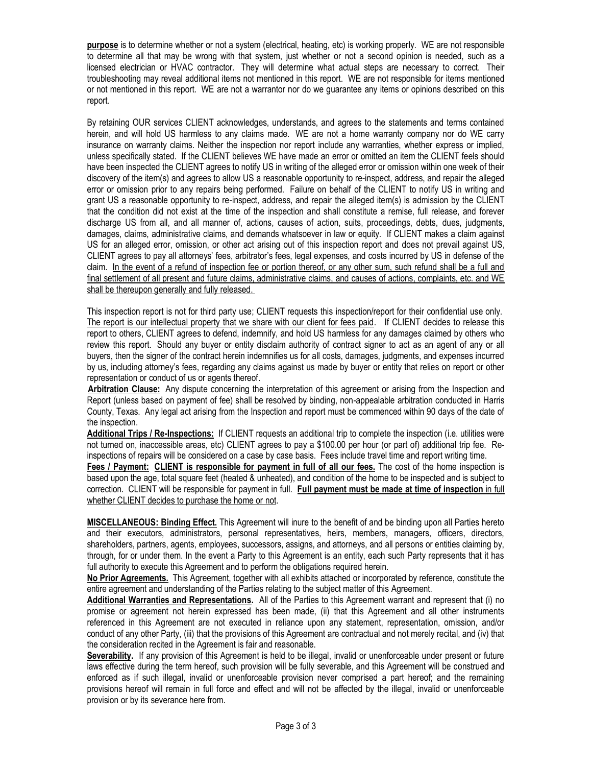**purpose** is to determine whether or not a system (electrical, heating, etc) is working properly. WE are not responsible to determine all that may be wrong with that system, just whether or not a second opinion is needed, such as a licensed electrician or HVAC contractor. They will determine what actual steps are necessary to correct. Their troubleshooting may reveal additional items not mentioned in this report. WE are not responsible for items mentioned or not mentioned in this report. WE are not a warrantor nor do we guarantee any items or opinions described on this report.

By retaining OUR services CLIENT acknowledges, understands, and agrees to the statements and terms contained herein, and will hold US harmless to any claims made. WE are not a home warranty company nor do WE carry insurance on warranty claims. Neither the inspection nor report include any warranties, whether express or implied, unless specifically stated. If the CLIENT believes WE have made an error or omitted an item the CLIENT feels should have been inspected the CLIENT agrees to notify US in writing of the alleged error or omission within one week of their discovery of the item(s) and agrees to allow US a reasonable opportunity to re-inspect, address, and repair the alleged error or omission prior to any repairs being performed. Failure on behalf of the CLIENT to notify US in writing and grant US a reasonable opportunity to re-inspect, address, and repair the alleged item(s) is admission by the CLIENT that the condition did not exist at the time of the inspection and shall constitute a remise, full release, and forever discharge US from all, and all manner of, actions, causes of action, suits, proceedings, debts, dues, judgments, damages, claims, administrative claims, and demands whatsoever in law or equity. If CLIENT makes a claim against US for an alleged error, omission, or other act arising out of this inspection report and does not prevail against US, CLIENT agrees to pay all attorneys' fees, arbitrator's fees, legal expenses, and costs incurred by US in defense of the claim. <u>In the event of a refund of inspection fee or portion thereof, or any other sum, such refund shall be a full and final settlement of all present and future claims, administrative claims, and causes of actions, complaints, etc. and WE shall be thereupon generally and fully released.</u>

This inspection report is not for third party use; CLIENT requests this inspection/report for their confidential use only. <u>The report is our intellectual property that we share with our client for fees paid</u>. If CLIENT decides to release this report to others, CLIENT agrees to defend, indemnify, and hold US harmless for any damages claimed by others who review this report. Should any buyer or entity disclaim authority of contract signer to act as an agent of any or all buyers, then the signer of the contract herein indemnifies us for all costs, damages, judgments, and expenses incurred by us, including attorney's fees, regarding any claims against us made by buyer or entity that relies on report or other representation or conduct of us or agents thereof.

**<u>Arbitration Clause:</u>** Any dispute concerning the interpretation of this agreement or arising from the Inspection and Report (unless based on payment of fee) shall be resolved by binding, non-appealable arbitration conducted in Harris County, Texas. Any legal act arising from the Inspection and report must be commenced within 90 days of the date of the inspection.

**<u>Additional Trips / Re-Inspections:</u>** If CLIENT requests an additional trip to complete the inspection (i.e. utilities were not turned on, inaccessible areas, etc) CLIENT agrees to pay a $100.00 per hour (or part of) additional trip fee. Re-inspections of repairs will be considered on a case by case basis. Fees include travel time and report writing time.

**<u>Fees / Payment:</u> <u>CLIENT is responsible for payment in full of all our fees.</u>** The cost of the home inspection is based upon the age, total square feet (heated & unheated), and condition of the home to be inspected and is subject to correction. CLIENT will be responsible for payment in full. **<u>Full payment must be made at time of inspection</u>** <u>in full whether CLIENT decides to purchase the home or not</u>.

**<u>MISCELLANEOUS: Binding Effect.</u>** This Agreement will inure to the benefit of and be binding upon all Parties hereto and their executors, administrators, personal representatives, heirs, members, managers, officers, directors, shareholders, partners, agents, employees, successors, assigns, and attorneys, and all persons or entities claiming by, through, for or under them. In the event a Party to this Agreement is an entity, each such Party represents that it has full authority to execute this Agreement and to perform the obligations required herein.

**<u>No Prior Agreements.</u>** This Agreement, together with all exhibits attached or incorporated by reference, constitute the entire agreement and understanding of the Parties relating to the subject matter of this Agreement.

**<u>Additional Warranties and Representations</u>.** All of the Parties to this Agreement warrant and represent that (i) no promise or agreement not herein expressed has been made, (ii) that this Agreement and all other instruments referenced in this Agreement are not executed in reliance upon any statement, representation, omission, and/or conduct of any other Party, (iii) that the provisions of this Agreement are contractual and not merely recital, and (iv) that the consideration recited in the Agreement is fair and reasonable.

**<u>Severability</u>.** If any provision of this Agreement is held to be illegal, invalid or unenforceable under present or future laws effective during the term hereof, such provision will be fully severable, and this Agreement will be construed and enforced as if such illegal, invalid or unenforceable provision never comprised a part hereof; and the remaining provisions hereof will remain in full force and effect and will not be affected by the illegal, invalid or unenforceable provision or by its severance here from.